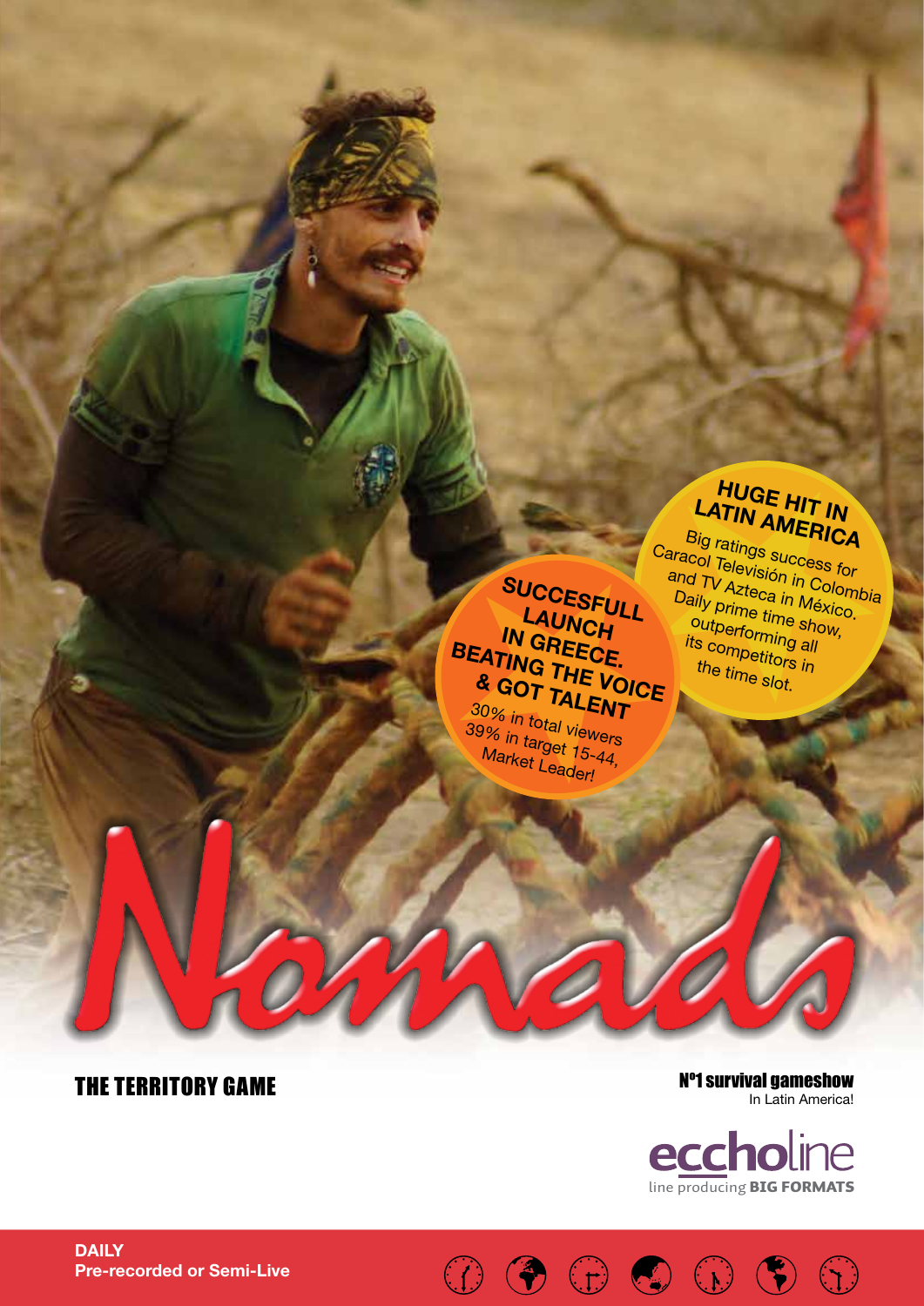# Nomads

## THE TERRITORY GAME

**SUCCESFULL LAUNCH IN GREECE. BEATING THE VOICE & GOT TALENT**

30% in total viewers
39% in target 15-44,
Market Leader!

**HUGE HIT IN LATIN AMERICA**

Big ratings success for Caracol Televisión in Colombia and TV Azteca in México. Daily prime time show, outperforming all its competitors in the time slot.

**Nº1 survival gameshow**
In Latin America!

eccholine
line producing **BIG FORMATS**

**DAILY**
**Pre-recorded or Semi-Live**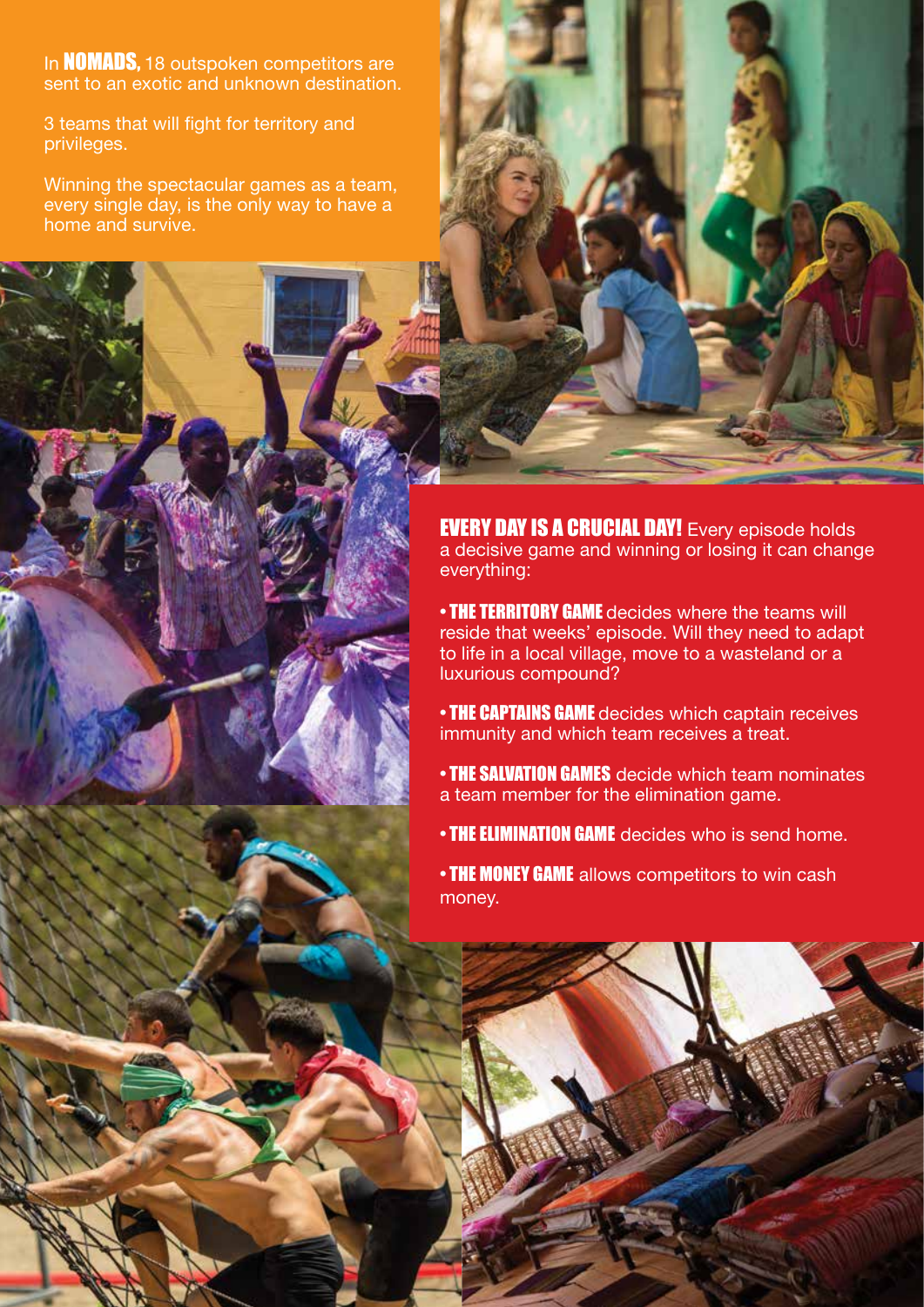In **NOMADS,** 18 outspoken competitors are sent to an exotic and unknown destination.

3 teams that will fight for territory and privileges.

Winning the spectacular games as a team, every single day, is the only way to have a home and survive.

**EVERY DAY IS A CRUCIAL DAY!** Every episode holds a decisive game and winning or losing it can change everything:

- **THE TERRITORY GAME** decides where the teams will reside that weeks' episode. Will they need to adapt to life in a local village, move to a wasteland or a luxurious compound?
- **THE CAPTAINS GAME** decides which captain receives immunity and which team receives a treat.
- **THE SALVATION GAMES** decide which team nominates a team member for the elimination game.
- **THE ELIMINATION GAME** decides who is send home.
- **THE MONEY GAME** allows competitors to win cash money.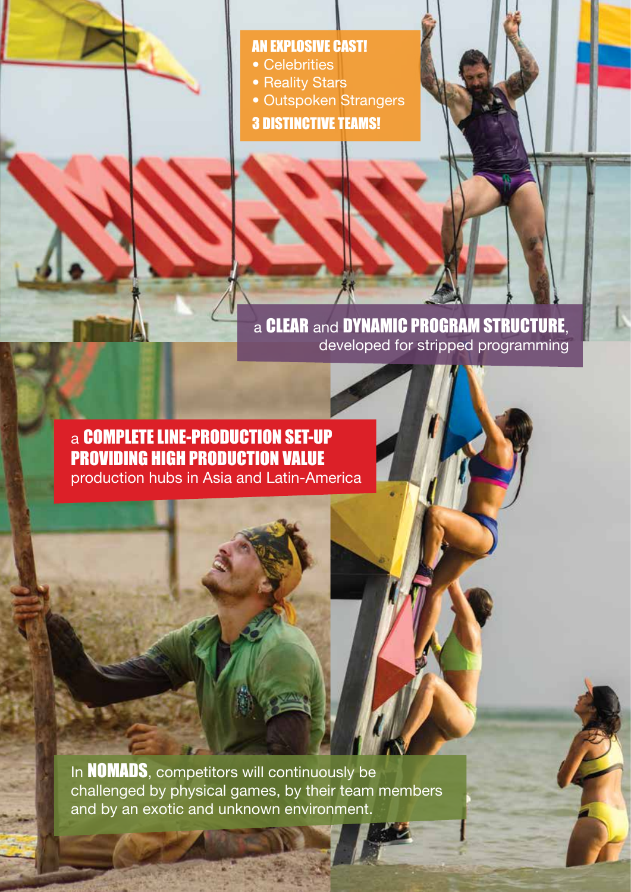**AN EXPLOSIVE CAST!**

- Celebrities
- Reality Stars
- Outspoken Strangers

**3 DISTINCTIVE TEAMS!**

a **CLEAR** and **DYNAMIC PROGRAM STRUCTURE**, developed for stripped programming

a **COMPLETE LINE-PRODUCTION SET-UP PROVIDING HIGH PRODUCTION VALUE** production hubs in Asia and Latin-America

In **NOMADS**, competitors will continuously be challenged by physical games, by their team members and by an exotic and unknown environment.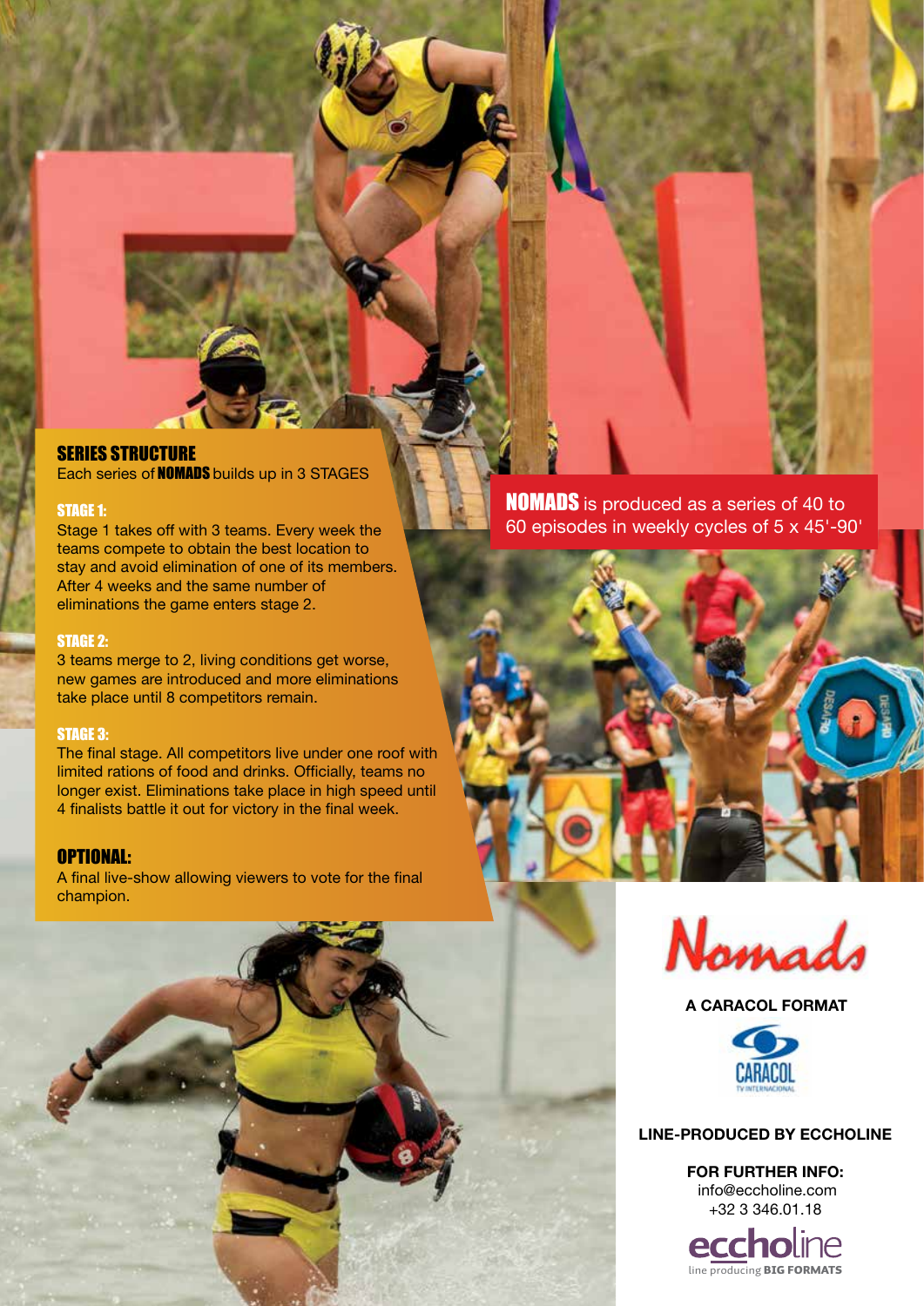## SERIES STRUCTURE

Each series of **NOMADS** builds up in 3 STAGES

### STAGE 1:

Stage 1 takes off with 3 teams. Every week the teams compete to obtain the best location to stay and avoid elimination of one of its members. After 4 weeks and the same number of eliminations the game enters stage 2.

### STAGE 2:

3 teams merge to 2, living conditions get worse, new games are introduced and more eliminations take place until 8 competitors remain.

### STAGE 3:

The final stage. All competitors live under one roof with limited rations of food and drinks. Officially, teams no longer exist. Eliminations take place in high speed until 4 finalists battle it out for victory in the final week.

### OPTIONAL:

A final live-show allowing viewers to vote for the final champion.

**NOMADS** is produced as a series of 40 to 60 episodes in weekly cycles of 5 x 45'-90'

Nomads

**A CARACOL FORMAT**

CARACOL TV INTERNACIONAL

**LINE-PRODUCED BY ECCHOLINE**

**FOR FURTHER INFO:**
info@eccholine.com
+32 3 346.01.18

eccholine
line producing **BIG FORMATS**